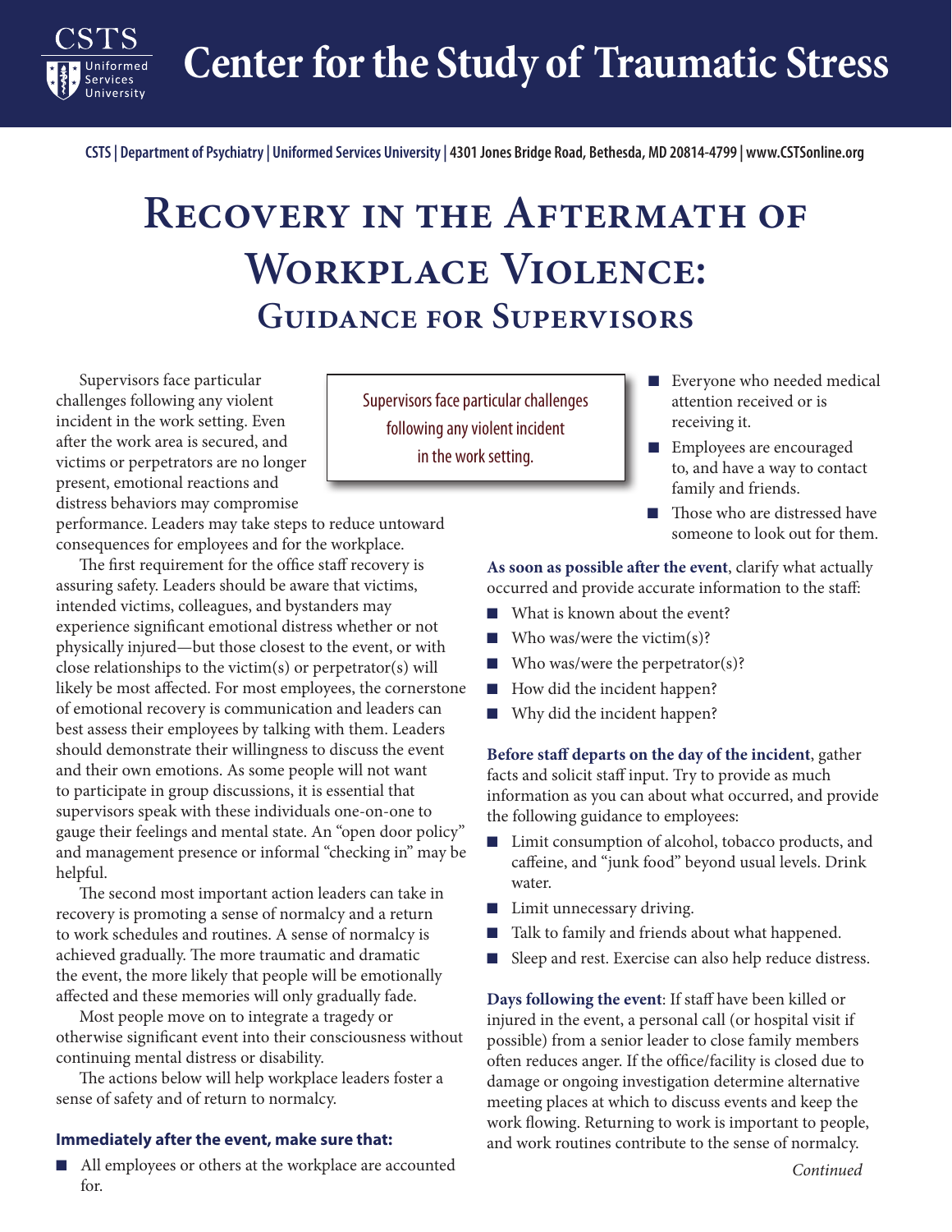# Center for the Study of Traumatic Stress

CSTS | Department of Psychiatry | Uniformed Services University | 4301 Jones Bridge Road, Bethesda, MD 20814-4799 | www.CSTSonline.org

# Recovery in the Aftermath of Workplace Violence:

## Guidance for Supervisors

Supervisors face particular challenges following any violent incident in the work setting. Even after the work area is secured, and victims or perpetrators are no longer present, emotional reactions and distress behaviors may compromise performance. Leaders may take steps to reduce untoward consequences for employees and for the workplace.

> Supervisors face particular challenges following any violent incident in the work setting.

The first requirement for the office staff recovery is assuring safety. Leaders should be aware that victims, intended victims, colleagues, and bystanders may experience significant emotional distress whether or not physically injured—but those closest to the event, or with close relationships to the victim(s) or perpetrator(s) will likely be most affected. For most employees, the cornerstone of emotional recovery is communication and leaders can best assess their employees by talking with them. Leaders should demonstrate their willingness to discuss the event and their own emotions. As some people will not want to participate in group discussions, it is essential that supervisors speak with these individuals one-on-one to gauge their feelings and mental state. An "open door policy" and management presence or informal "checking in" may be helpful.

The second most important action leaders can take in recovery is promoting a sense of normalcy and a return to work schedules and routines. A sense of normalcy is achieved gradually. The more traumatic and dramatic the event, the more likely that people will be emotionally affected and these memories will only gradually fade.

Most people move on to integrate a tragedy or otherwise significant event into their consciousness without continuing mental distress or disability.

The actions below will help workplace leaders foster a sense of safety and of return to normalcy.

**Immediately after the event, make sure that:**

- All employees or others at the workplace are accounted for.
- Everyone who needed medical attention received or is receiving it.
- Employees are encouraged to, and have a way to contact family and friends.
- Those who are distressed have someone to look out for them.

**As soon as possible after the event**, clarify what actually occurred and provide accurate information to the staff:

- What is known about the event?
- Who was/were the victim(s)?
- Who was/were the perpetrator(s)?
- How did the incident happen?
- Why did the incident happen?

**Before staff departs on the day of the incident**, gather facts and solicit staff input. Try to provide as much information as you can about what occurred, and provide the following guidance to employees:

- Limit consumption of alcohol, tobacco products, and caffeine, and "junk food" beyond usual levels. Drink water.
- Limit unnecessary driving.
- Talk to family and friends about what happened.
- Sleep and rest. Exercise can also help reduce distress.

**Days following the event**: If staff have been killed or injured in the event, a personal call (or hospital visit if possible) from a senior leader to close family members often reduces anger. If the office/facility is closed due to damage or ongoing investigation determine alternative meeting places at which to discuss events and keep the work flowing. Returning to work is important to people, and work routines contribute to the sense of normalcy.

*Continued*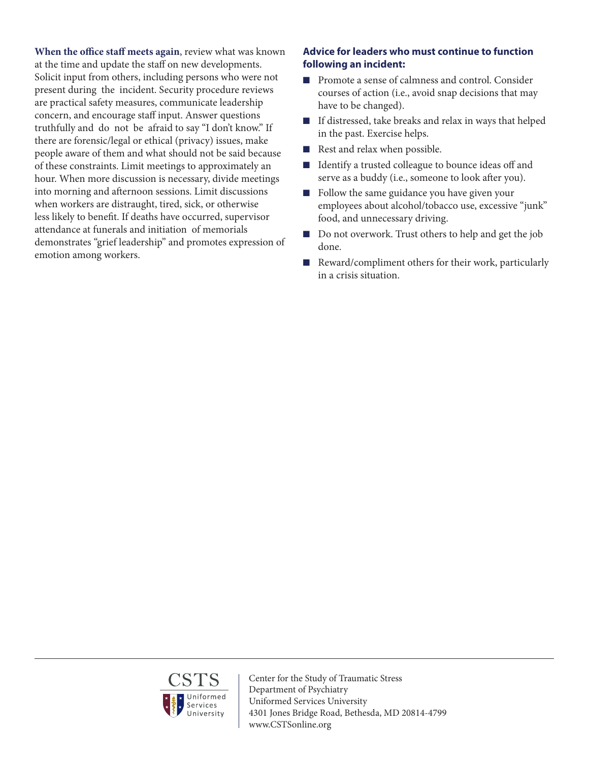**When the office staff meets again**, review what was known at the time and update the staff on new developments. Solicit input from others, including persons who were not present during the incident. Security procedure reviews are practical safety measures, communicate leadership concern, and encourage staff input. Answer questions truthfully and do not be afraid to say "I don't know." If there are forensic/legal or ethical (privacy) issues, make people aware of them and what should not be said because of these constraints. Limit meetings to approximately an hour. When more discussion is necessary, divide meetings into morning and afternoon sessions. Limit discussions when workers are distraught, tired, sick, or otherwise less likely to benefit. If deaths have occurred, supervisor attendance at funerals and initiation of memorials demonstrates "grief leadership" and promotes expression of emotion among workers.

### Advice for leaders who must continue to function following an incident:

- Promote a sense of calmness and control. Consider courses of action (i.e., avoid snap decisions that may have to be changed).
- If distressed, take breaks and relax in ways that helped in the past. Exercise helps.
- Rest and relax when possible.
- Identify a trusted colleague to bounce ideas off and serve as a buddy (i.e., someone to look after you).
- Follow the same guidance you have given your employees about alcohol/tobacco use, excessive "junk" food, and unnecessary driving.
- Do not overwork. Trust others to help and get the job done.
- Reward/compliment others for their work, particularly in a crisis situation.

CSTS
Uniformed Services University

Center for the Study of Traumatic Stress
Department of Psychiatry
Uniformed Services University
4301 Jones Bridge Road, Bethesda, MD 20814-4799
www.CSTSonline.org